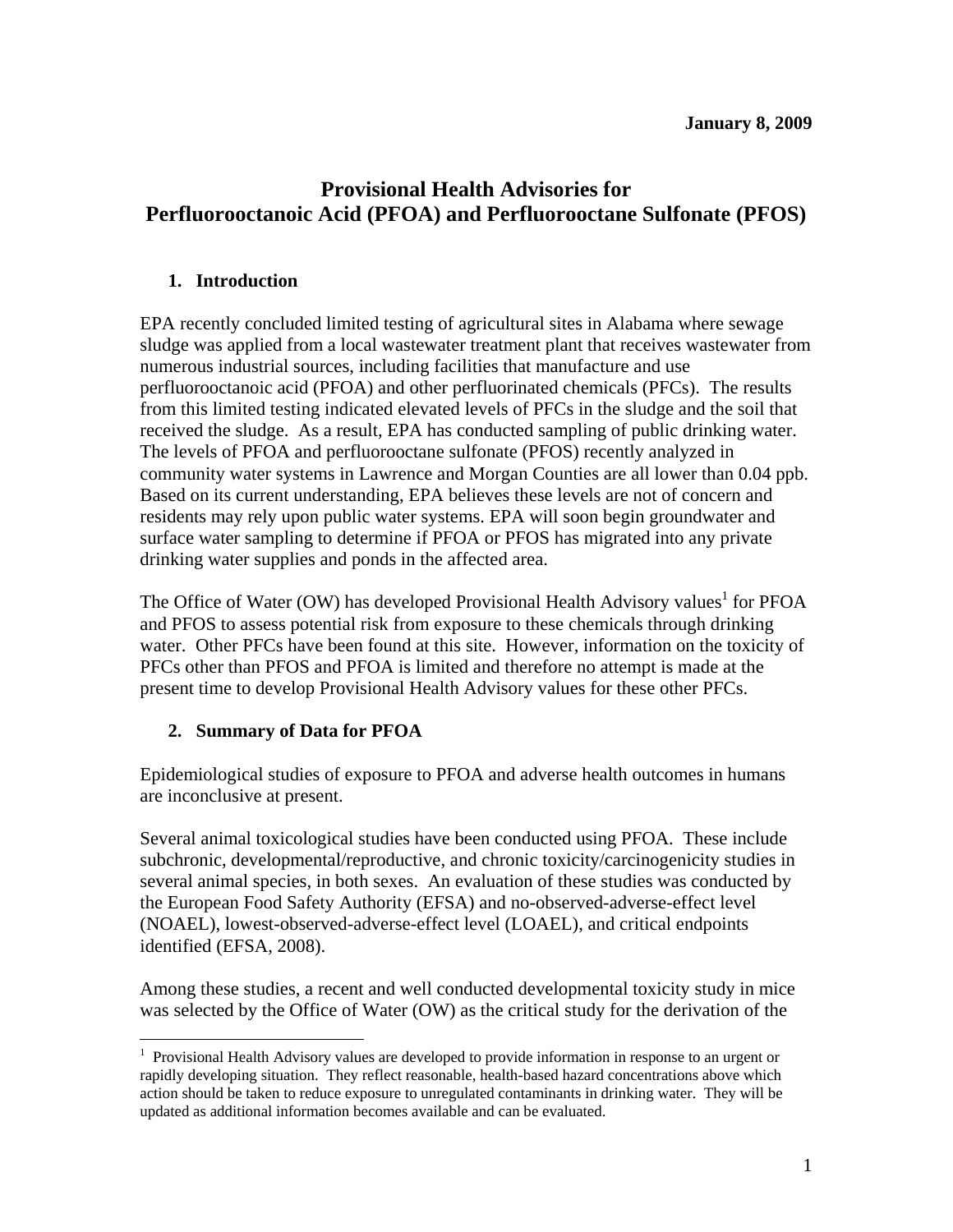**January 8, 2009**

# Provisional Health Advisories for Perfluorooctanoic Acid (PFOA) and Perfluorooctane Sulfonate (PFOS)

## 1. Introduction

EPA recently concluded limited testing of agricultural sites in Alabama where sewage sludge was applied from a local wastewater treatment plant that receives wastewater from numerous industrial sources, including facilities that manufacture and use perfluorooctanoic acid (PFOA) and other perfluorinated chemicals (PFCs). The results from this limited testing indicated elevated levels of PFCs in the sludge and the soil that received the sludge. As a result, EPA has conducted sampling of public drinking water. The levels of PFOA and perfluorooctane sulfonate (PFOS) recently analyzed in community water systems in Lawrence and Morgan Counties are all lower than 0.04 ppb. Based on its current understanding, EPA believes these levels are not of concern and residents may rely upon public water systems. EPA will soon begin groundwater and surface water sampling to determine if PFOA or PFOS has migrated into any private drinking water supplies and ponds in the affected area.

The Office of Water (OW) has developed Provisional Health Advisory values[1] for PFOA and PFOS to assess potential risk from exposure to these chemicals through drinking water. Other PFCs have been found at this site. However, information on the toxicity of PFCs other than PFOS and PFOA is limited and therefore no attempt is made at the present time to develop Provisional Health Advisory values for these other PFCs.

## 2. Summary of Data for PFOA

Epidemiological studies of exposure to PFOA and adverse health outcomes in humans are inconclusive at present.

Several animal toxicological studies have been conducted using PFOA. These include subchronic, developmental/reproductive, and chronic toxicity/carcinogenicity studies in several animal species, in both sexes. An evaluation of these studies was conducted by the European Food Safety Authority (EFSA) and no-observed-adverse-effect level (NOAEL), lowest-observed-adverse-effect level (LOAEL), and critical endpoints identified (EFSA, 2008).

Among these studies, a recent and well conducted developmental toxicity study in mice was selected by the Office of Water (OW) as the critical study for the derivation of the

---

[1] Provisional Health Advisory values are developed to provide information in response to an urgent or rapidly developing situation. They reflect reasonable, health-based hazard concentrations above which action should be taken to reduce exposure to unregulated contaminants in drinking water. They will be updated as additional information becomes available and can be evaluated.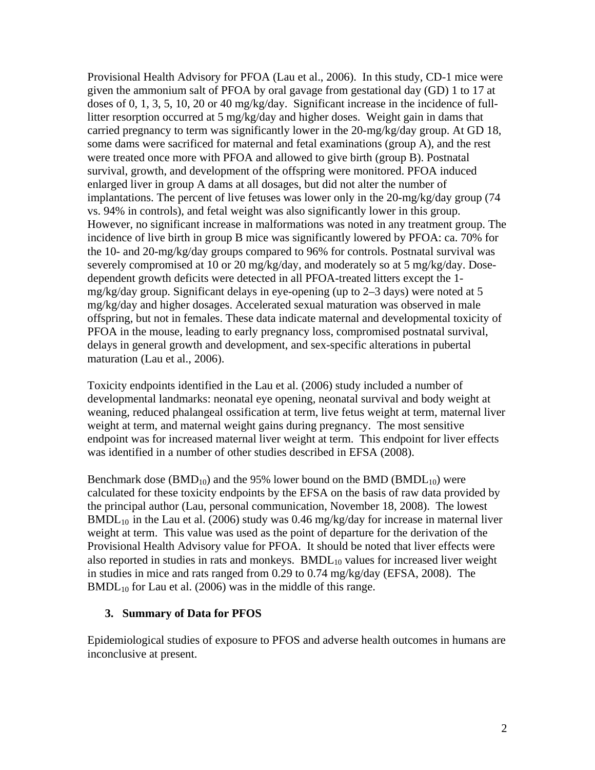Provisional Health Advisory for PFOA (Lau et al., 2006). In this study, CD-1 mice were given the ammonium salt of PFOA by oral gavage from gestational day (GD) 1 to 17 at doses of 0, 1, 3, 5, 10, 20 or 40 mg/kg/day. Significant increase in the incidence of full-litter resorption occurred at 5 mg/kg/day and higher doses. Weight gain in dams that carried pregnancy to term was significantly lower in the 20-mg/kg/day group. At GD 18, some dams were sacrificed for maternal and fetal examinations (group A), and the rest were treated once more with PFOA and allowed to give birth (group B). Postnatal survival, growth, and development of the offspring were monitored. PFOA induced enlarged liver in group A dams at all dosages, but did not alter the number of implantations. The percent of live fetuses was lower only in the 20-mg/kg/day group (74 vs. 94% in controls), and fetal weight was also significantly lower in this group. However, no significant increase in malformations was noted in any treatment group. The incidence of live birth in group B mice was significantly lowered by PFOA: ca. 70% for the 10- and 20-mg/kg/day groups compared to 96% for controls. Postnatal survival was severely compromised at 10 or 20 mg/kg/day, and moderately so at 5 mg/kg/day. Dose-dependent growth deficits were detected in all PFOA-treated litters except the 1-mg/kg/day group. Significant delays in eye-opening (up to 2–3 days) were noted at 5 mg/kg/day and higher dosages. Accelerated sexual maturation was observed in male offspring, but not in females. These data indicate maternal and developmental toxicity of PFOA in the mouse, leading to early pregnancy loss, compromised postnatal survival, delays in general growth and development, and sex-specific alterations in pubertal maturation (Lau et al., 2006).

Toxicity endpoints identified in the Lau et al. (2006) study included a number of developmental landmarks: neonatal eye opening, neonatal survival and body weight at weaning, reduced phalangeal ossification at term, live fetus weight at term, maternal liver weight at term, and maternal weight gains during pregnancy. The most sensitive endpoint was for increased maternal liver weight at term. This endpoint for liver effects was identified in a number of other studies described in EFSA (2008).

Benchmark dose ($BMD_{10}$) and the 95% lower bound on the BMD ($BMDL_{10}$) were calculated for these toxicity endpoints by the EFSA on the basis of raw data provided by the principal author (Lau, personal communication, November 18, 2008). The lowest $BMDL_{10}$ in the Lau et al. (2006) study was 0.46 mg/kg/day for increase in maternal liver weight at term. This value was used as the point of departure for the derivation of the Provisional Health Advisory value for PFOA. It should be noted that liver effects were also reported in studies in rats and monkeys. $BMDL_{10}$ values for increased liver weight in studies in mice and rats ranged from 0.29 to 0.74 mg/kg/day (EFSA, 2008). The $BMDL_{10}$ for Lau et al. (2006) was in the middle of this range.

## 3. Summary of Data for PFOS

Epidemiological studies of exposure to PFOS and adverse health outcomes in humans are inconclusive at present.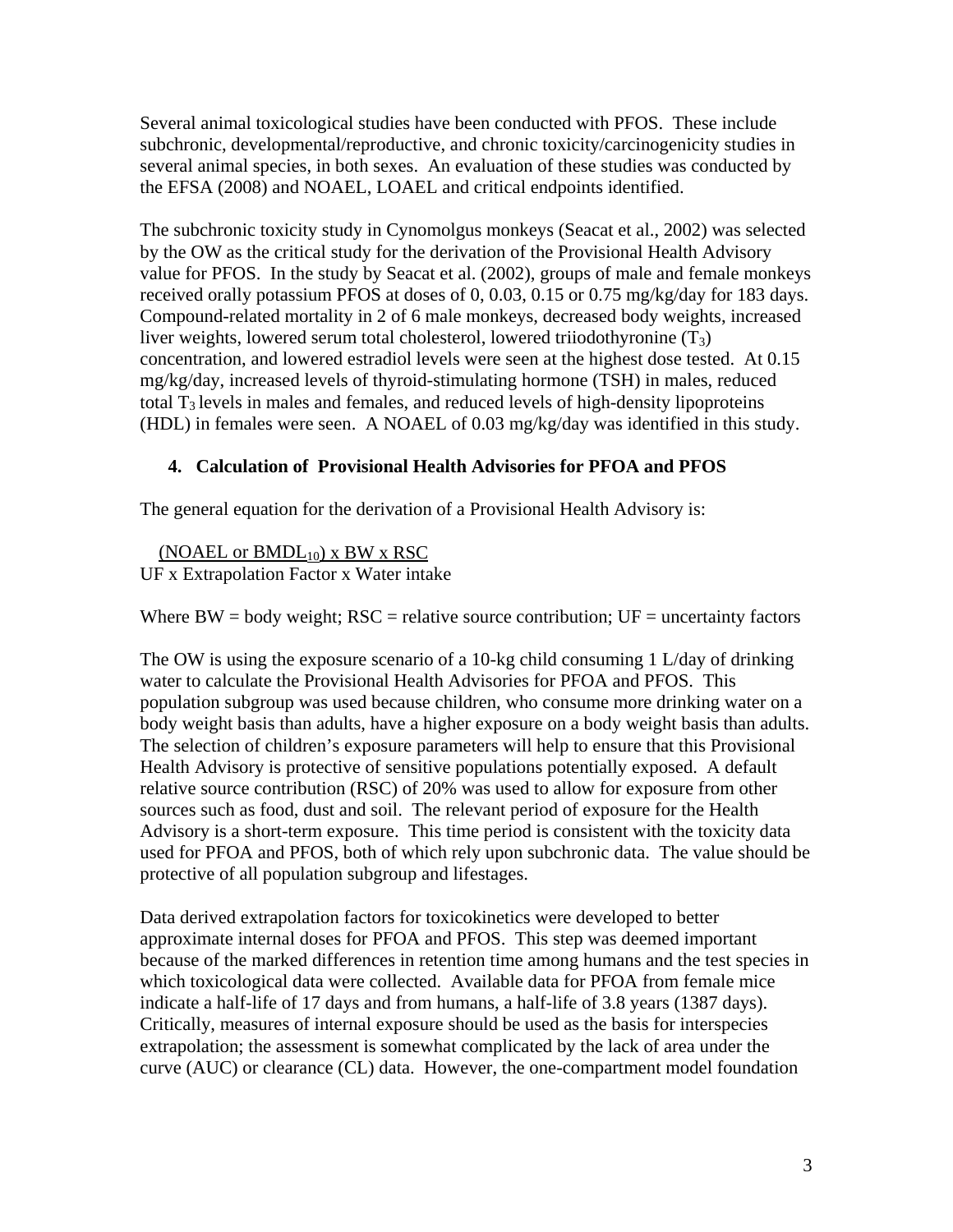Several animal toxicological studies have been conducted with PFOS. These include subchronic, developmental/reproductive, and chronic toxicity/carcinogenicity studies in several animal species, in both sexes. An evaluation of these studies was conducted by the EFSA (2008) and NOAEL, LOAEL and critical endpoints identified.

The subchronic toxicity study in Cynomolgus monkeys (Seacat et al., 2002) was selected by the OW as the critical study for the derivation of the Provisional Health Advisory value for PFOS. In the study by Seacat et al. (2002), groups of male and female monkeys received orally potassium PFOS at doses of 0, 0.03, 0.15 or 0.75 mg/kg/day for 183 days. Compound-related mortality in 2 of 6 male monkeys, decreased body weights, increased liver weights, lowered serum total cholesterol, lowered triiodothyronine ($T_3$) concentration, and lowered estradiol levels were seen at the highest dose tested. At 0.15 mg/kg/day, increased levels of thyroid-stimulating hormone (TSH) in males, reduced total $T_3$ levels in males and females, and reduced levels of high-density lipoproteins (HDL) in females were seen. A NOAEL of 0.03 mg/kg/day was identified in this study.

### 4. Calculation of Provisional Health Advisories for PFOA and PFOS

The general equation for the derivation of a Provisional Health Advisory is:

$$\frac{(\text{NOAEL or BMDL}_{10}) \times \text{BW} \times \text{RSC}}{\text{UF} \times \text{Extrapolation Factor} \times \text{Water intake}}$$

Where BW = body weight; RSC = relative source contribution; UF = uncertainty factors

The OW is using the exposure scenario of a 10-kg child consuming 1 L/day of drinking water to calculate the Provisional Health Advisories for PFOA and PFOS. This population subgroup was used because children, who consume more drinking water on a body weight basis than adults, have a higher exposure on a body weight basis than adults. The selection of children's exposure parameters will help to ensure that this Provisional Health Advisory is protective of sensitive populations potentially exposed. A default relative source contribution (RSC) of 20% was used to allow for exposure from other sources such as food, dust and soil. The relevant period of exposure for the Health Advisory is a short-term exposure. This time period is consistent with the toxicity data used for PFOA and PFOS, both of which rely upon subchronic data. The value should be protective of all population subgroup and lifestages.

Data derived extrapolation factors for toxicokinetics were developed to better approximate internal doses for PFOA and PFOS. This step was deemed important because of the marked differences in retention time among humans and the test species in which toxicological data were collected. Available data for PFOA from female mice indicate a half-life of 17 days and from humans, a half-life of 3.8 years (1387 days). Critically, measures of internal exposure should be used as the basis for interspecies extrapolation; the assessment is somewhat complicated by the lack of area under the curve (AUC) or clearance (CL) data. However, the one-compartment model foundation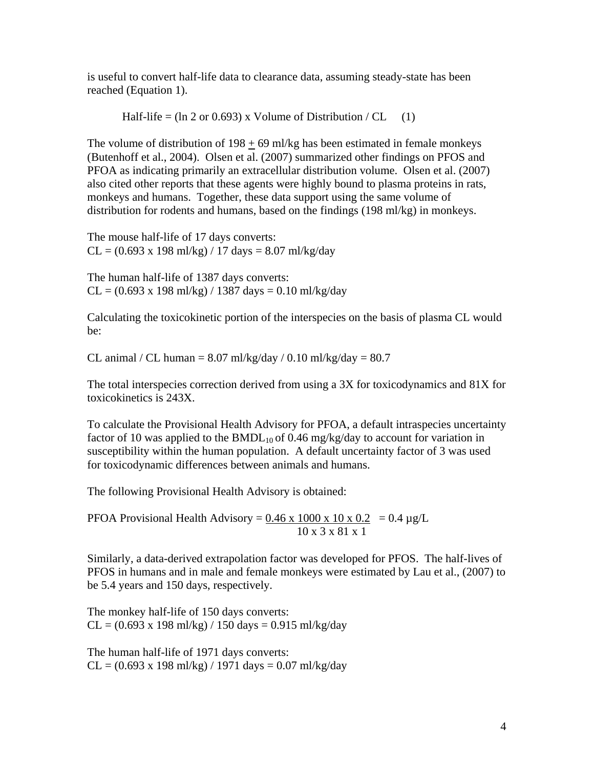is useful to convert half-life data to clearance data, assuming steady-state has been reached (Equation 1).

$$\text{Half-life} = (\ln 2 \text{ or } 0.693) \times \text{Volume of Distribution} / \text{CL} \quad (1)$$

The volume of distribution of 198 $\pm$ 69 ml/kg has been estimated in female monkeys (Butenhoff et al., 2004). Olsen et al. (2007) summarized other findings on PFOS and PFOA as indicating primarily an extracellular distribution volume. Olsen et al. (2007) also cited other reports that these agents were highly bound to plasma proteins in rats, monkeys and humans. Together, these data support using the same volume of distribution for rodents and humans, based on the findings (198 ml/kg) in monkeys.

The mouse half-life of 17 days converts:
$CL = (0.693 \times 198 \text{ ml/kg}) / 17 \text{ days} = 8.07 \text{ ml/kg/day}$

The human half-life of 1387 days converts:
$CL = (0.693 \times 198 \text{ ml/kg}) / 1387 \text{ days} = 0.10 \text{ ml/kg/day}$

Calculating the toxicokinetic portion of the interspecies on the basis of plasma CL would be:

$CL \text{ animal} / CL \text{ human} = 8.07 \text{ ml/kg/day} / 0.10 \text{ ml/kg/day} = 80.7$

The total interspecies correction derived from using a 3X for toxicodynamics and 81X for toxicokinetics is 243X.

To calculate the Provisional Health Advisory for PFOA, a default intraspecies uncertainty factor of 10 was applied to the $BMDL_{10}$ of 0.46 mg/kg/day to account for variation in susceptibility within the human population. A default uncertainty factor of 3 was used for toxicodynamic differences between animals and humans.

The following Provisional Health Advisory is obtained:

$$\text{PFOA Provisional Health Advisory} = \frac{0.46 \times 1000 \times 10 \times 0.2}{10 \times 3 \times 81 \times 1} = 0.4 \text{ µg/L}$$

Similarly, a data-derived extrapolation factor was developed for PFOS. The half-lives of PFOS in humans and in male and female monkeys were estimated by Lau et al., (2007) to be 5.4 years and 150 days, respectively.

The monkey half-life of 150 days converts:
$CL = (0.693 \times 198 \text{ ml/kg}) / 150 \text{ days} = 0.915 \text{ ml/kg/day}$

The human half-life of 1971 days converts:
$CL = (0.693 \times 198 \text{ ml/kg}) / 1971 \text{ days} = 0.07 \text{ ml/kg/day}$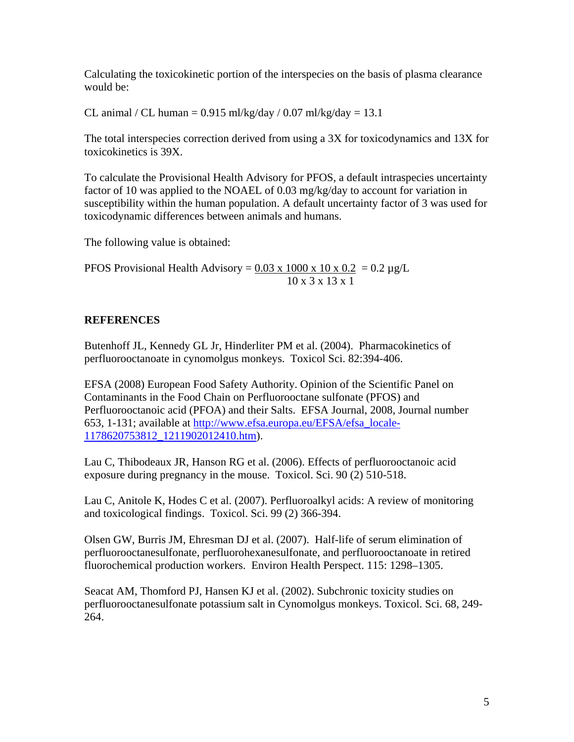Calculating the toxicokinetic portion of the interspecies on the basis of plasma clearance would be:

CL animal / CL human = 0.915 ml/kg/day / 0.07 ml/kg/day = 13.1

The total interspecies correction derived from using a 3X for toxicodynamics and 13X for toxicokinetics is 39X.

To calculate the Provisional Health Advisory for PFOS, a default intraspecies uncertainty factor of 10 was applied to the NOAEL of 0.03 mg/kg/day to account for variation in susceptibility within the human population. A default uncertainty factor of 3 was used for toxicodynamic differences between animals and humans.

The following value is obtained:

$$\text{PFOS Provisional Health Advisory} = \frac{0.03 \times 1000 \times 10 \times 0.2}{10 \times 3 \times 13 \times 1} = 0.2\ \mu\text{g/L}$$

## REFERENCES

Butenhoff JL, Kennedy GL Jr, Hinderliter PM et al. (2004). Pharmacokinetics of perfluorooctanoate in cynomolgus monkeys. Toxicol Sci. 82:394-406.

EFSA (2008) European Food Safety Authority. Opinion of the Scientific Panel on Contaminants in the Food Chain on Perfluorooctane sulfonate (PFOS) and Perfluorooctanoic acid (PFOA) and their Salts. EFSA Journal, 2008, Journal number 653, 1-131; available at http://www.efsa.europa.eu/EFSA/efsa_locale-1178620753812_1211902012410.htm).

Lau C, Thibodeaux JR, Hanson RG et al. (2006). Effects of perfluorooctanoic acid exposure during pregnancy in the mouse. Toxicol. Sci. 90 (2) 510-518.

Lau C, Anitole K, Hodes C et al. (2007). Perfluoroalkyl acids: A review of monitoring and toxicological findings. Toxicol. Sci. 99 (2) 366-394.

Olsen GW, Burris JM, Ehresman DJ et al. (2007). Half-life of serum elimination of perfluorooctanesulfonate, perfluorohexanesulfonate, and perfluorooctanoate in retired fluorochemical production workers. Environ Health Perspect. 115: 1298–1305.

Seacat AM, Thomford PJ, Hansen KJ et al. (2002). Subchronic toxicity studies on perfluorooctanesulfonate potassium salt in Cynomolgus monkeys. Toxicol. Sci. 68, 249-264.